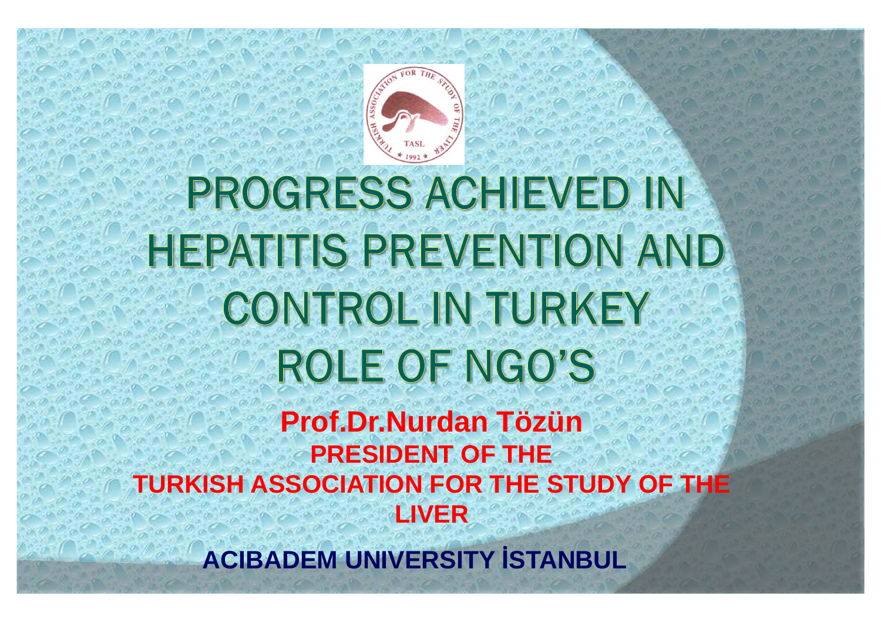# PROGRESS ACHIEVED IN HEPATITIS PREVENTION AND CONTROL IN TURKEY ROLE OF NGO'S

**Prof.Dr.Nurdan Tözün**

**PRESIDENT OF THE TURKISH ASSOCIATION FOR THE STUDY OF THE LIVER**

**ACIBADEM UNIVERSITY İSTANBUL**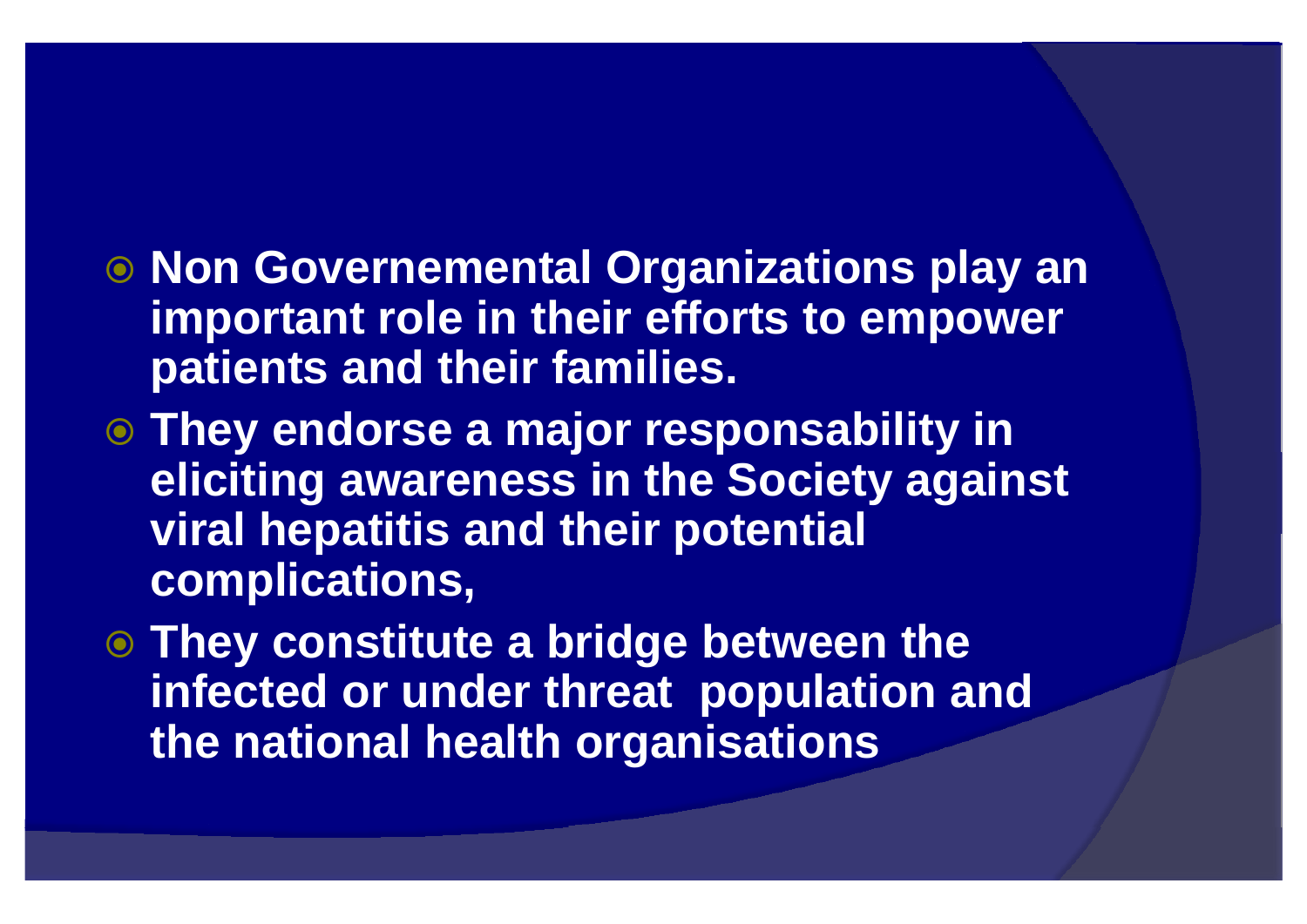- **Non Governemental Organizations play an important role in their efforts to empower patients and their families.**
- **They endorse a major responsability in eliciting awareness in the Society against viral hepatitis and their potential complications,**
- **They constitute a bridge between the infected or under threat population and the national health organisations**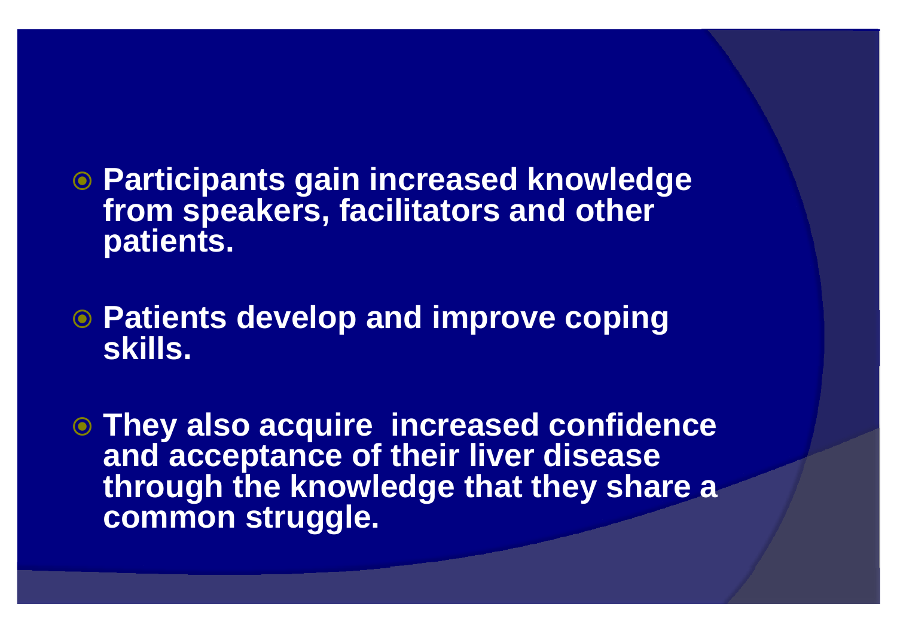- **Participants gain increased knowledge from speakers, facilitators and other patients.**

- **Patients develop and improve coping skills.**

- **They also acquire increased confidence and acceptance of their liver disease through the knowledge that they share a common struggle.**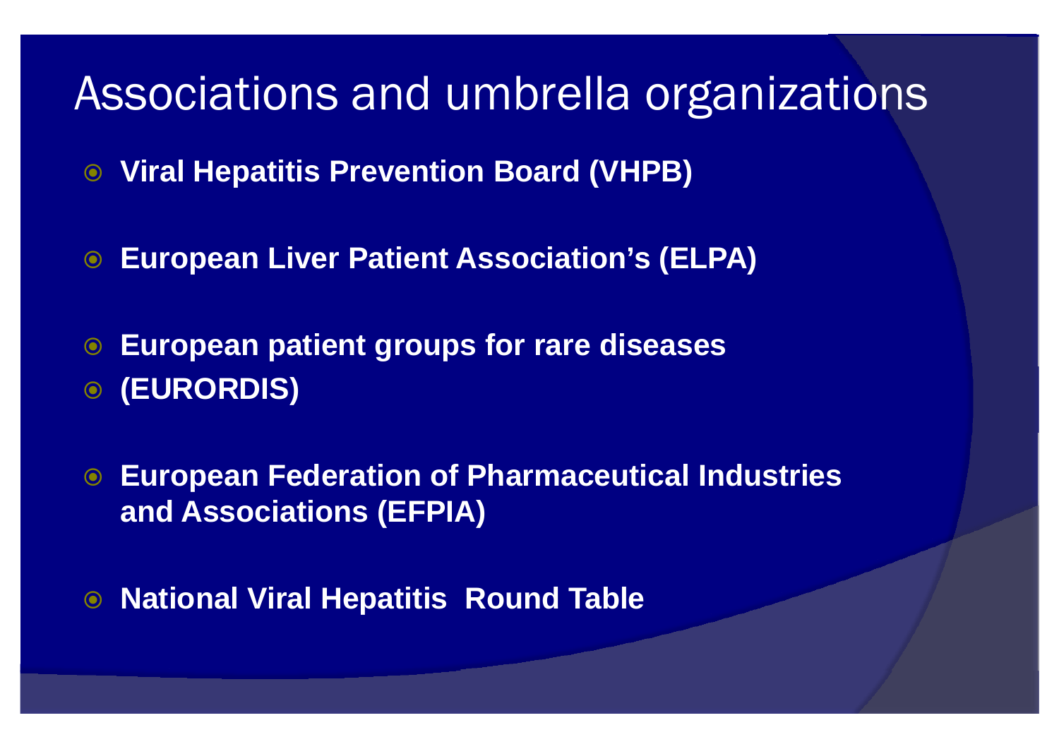# Associations and umbrella organizations

- **Viral Hepatitis Prevention Board (VHPB)**
- **European Liver Patient Association's (ELPA)**
- **European patient groups for rare diseases**
- **(EURORDIS)**
- **European Federation of Pharmaceutical Industries and Associations (EFPIA)**
- **National Viral Hepatitis  Round Table**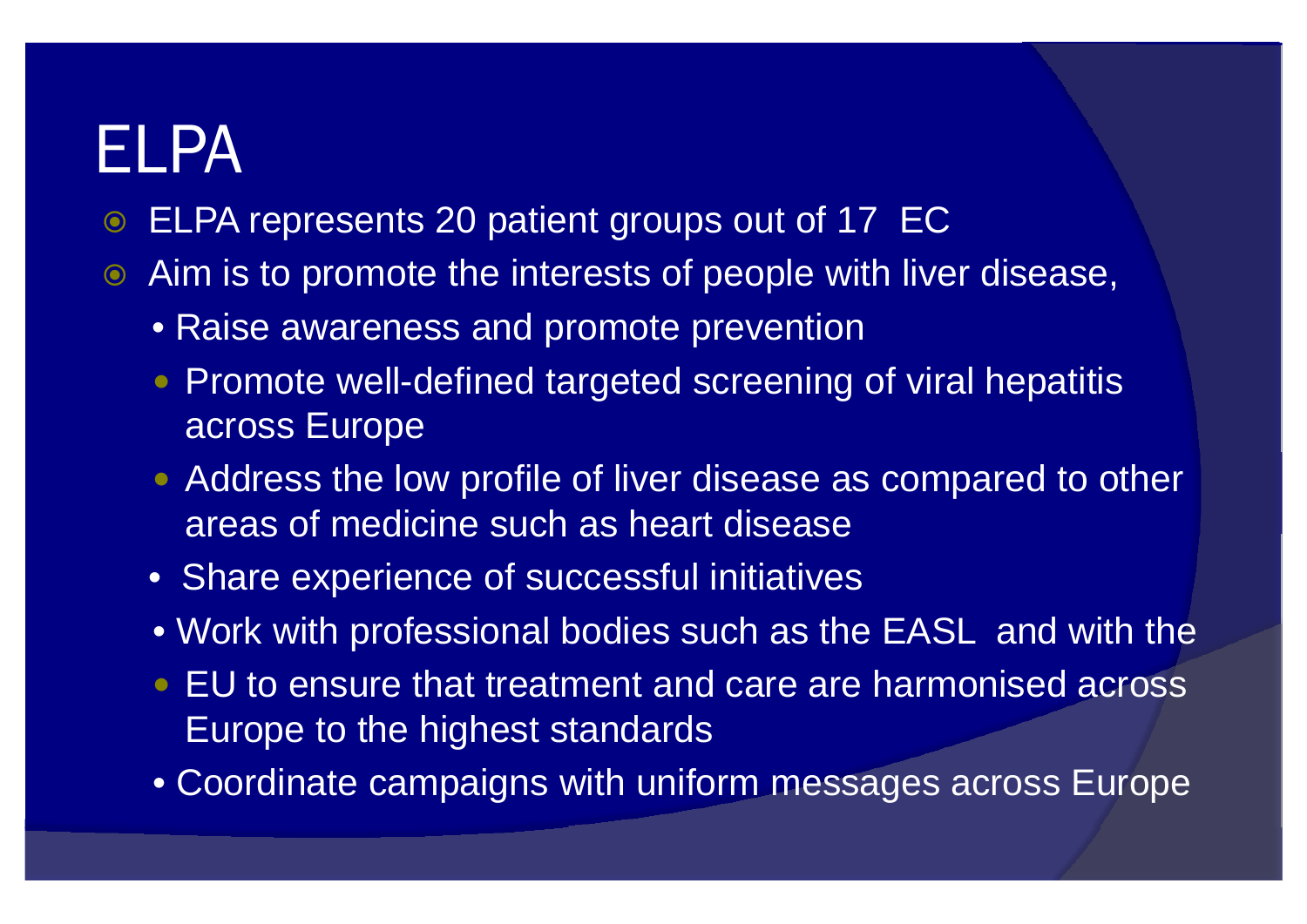# ELPA

- ELPA represents 20 patient groups out of 17 EC
- Aim is to promote the interests of people with liver disease,
  - Raise awareness and promote prevention
  - Promote well-defined targeted screening of viral hepatitis across Europe
  - Address the low profile of liver disease as compared to other areas of medicine such as heart disease
  - Share experience of successful initiatives
  - Work with professional bodies such as the EASL and with the
  - EU to ensure that treatment and care are harmonised across Europe to the highest standards
  - Coordinate campaigns with uniform messages across Europe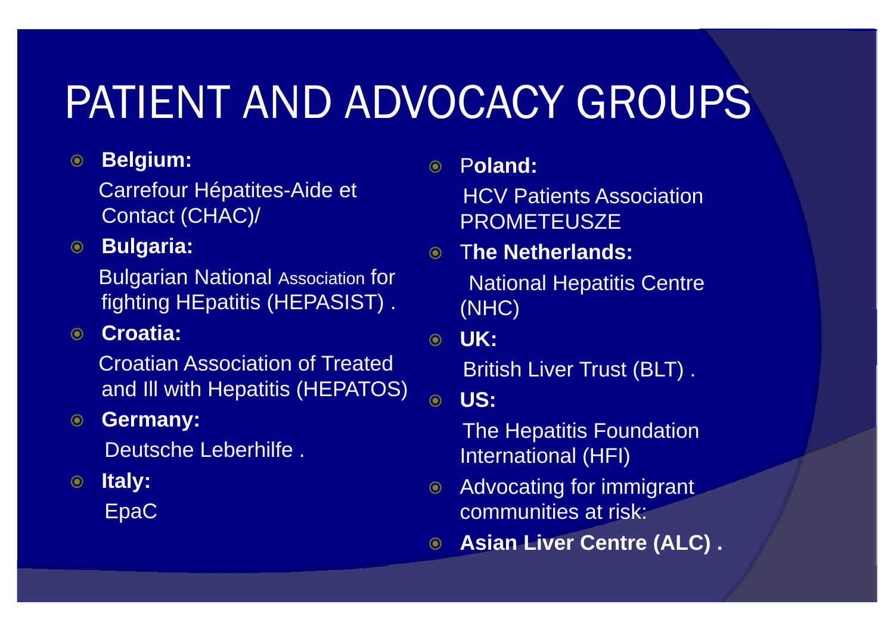# PATIENT AND ADVOCACY GROUPS

- **Belgium:**
  Carrefour Hépatites-Aide et Contact (CHAC)/
- **Bulgaria:**
  Bulgarian National Association for fighting HEpatitis (HEPASIST) .
- **Croatia:**
  Croatian Association of Treated and Ill with Hepatitis (HEPATOS)
- **Germany:**
  Deutsche Leberhilfe .
- **Italy:**
  EpaC
- P**oland:**
  HCV Patients Association PROMETEUSZE
- T**he Netherlands:**
  National Hepatitis Centre (NHC)
- **UK:**
  British Liver Trust (BLT) .
- **US:**
  The Hepatitis Foundation International (HFI)
- Advocating for immigrant communities at risk:
- **Asian Liver Centre (ALC) .**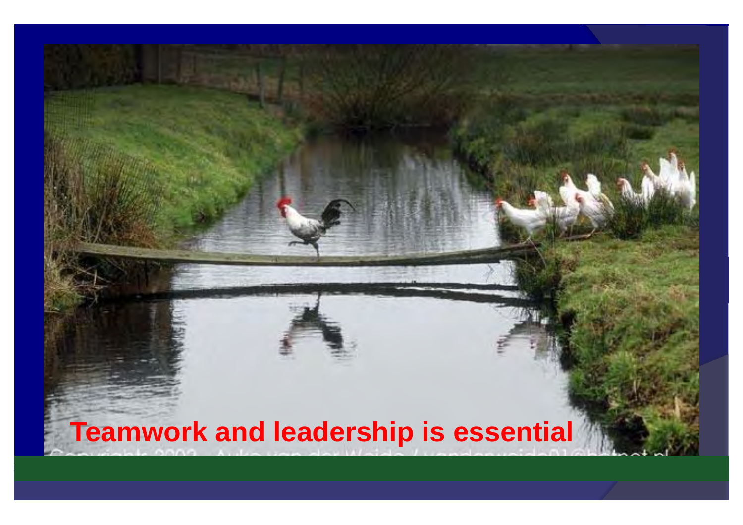**Teamwork and leadership is essential**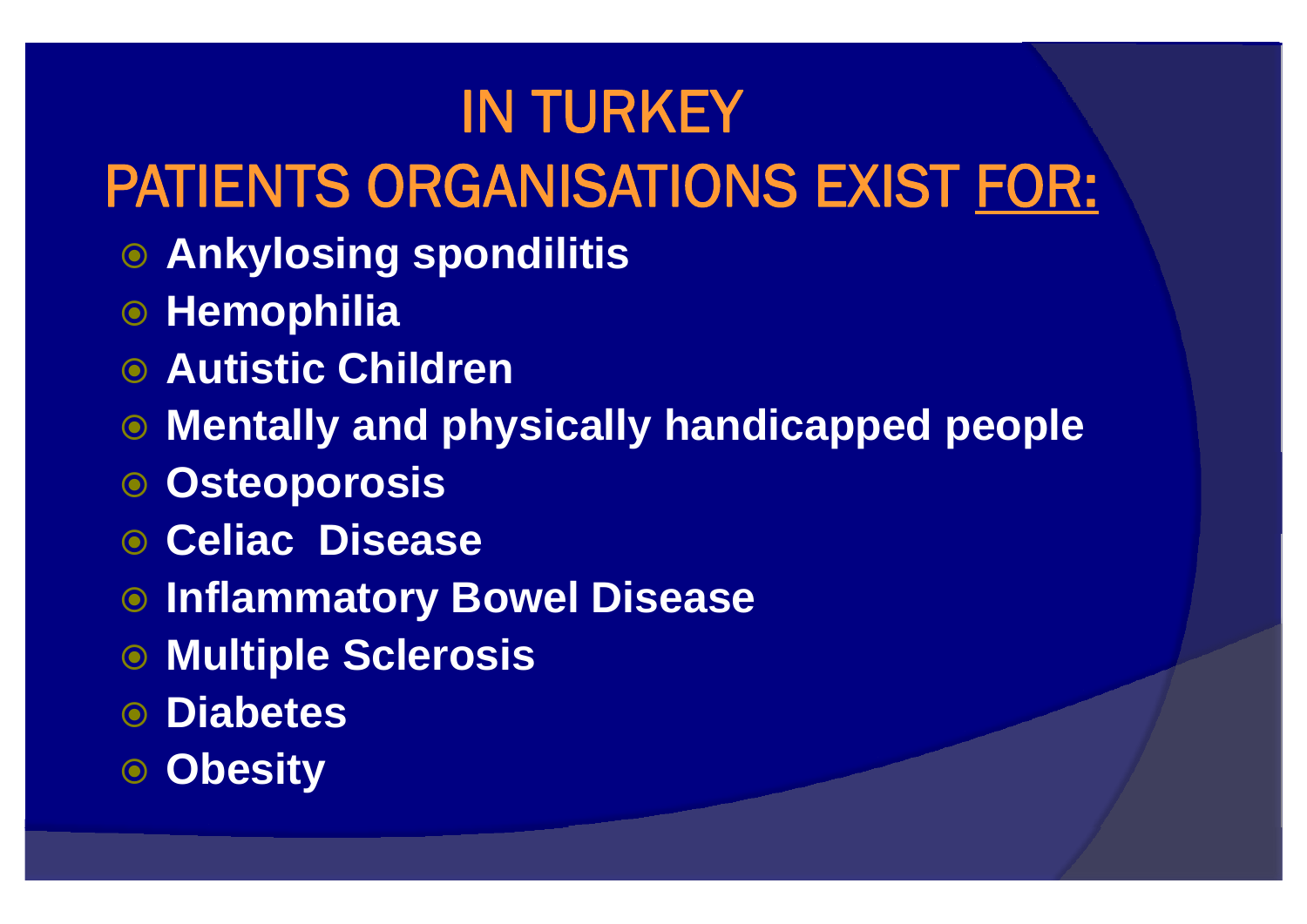# IN TURKEY

# PATIENTS ORGANISATIONS EXIST FOR:

- **Ankylosing spondilitis**
- **Hemophilia**
- **Autistic Children**
- **Mentally and physically handicapped people**
- **Osteoporosis**
- **Celiac Disease**
- **Inflammatory Bowel Disease**
- **Multiple Sclerosis**
- **Diabetes**
- **Obesity**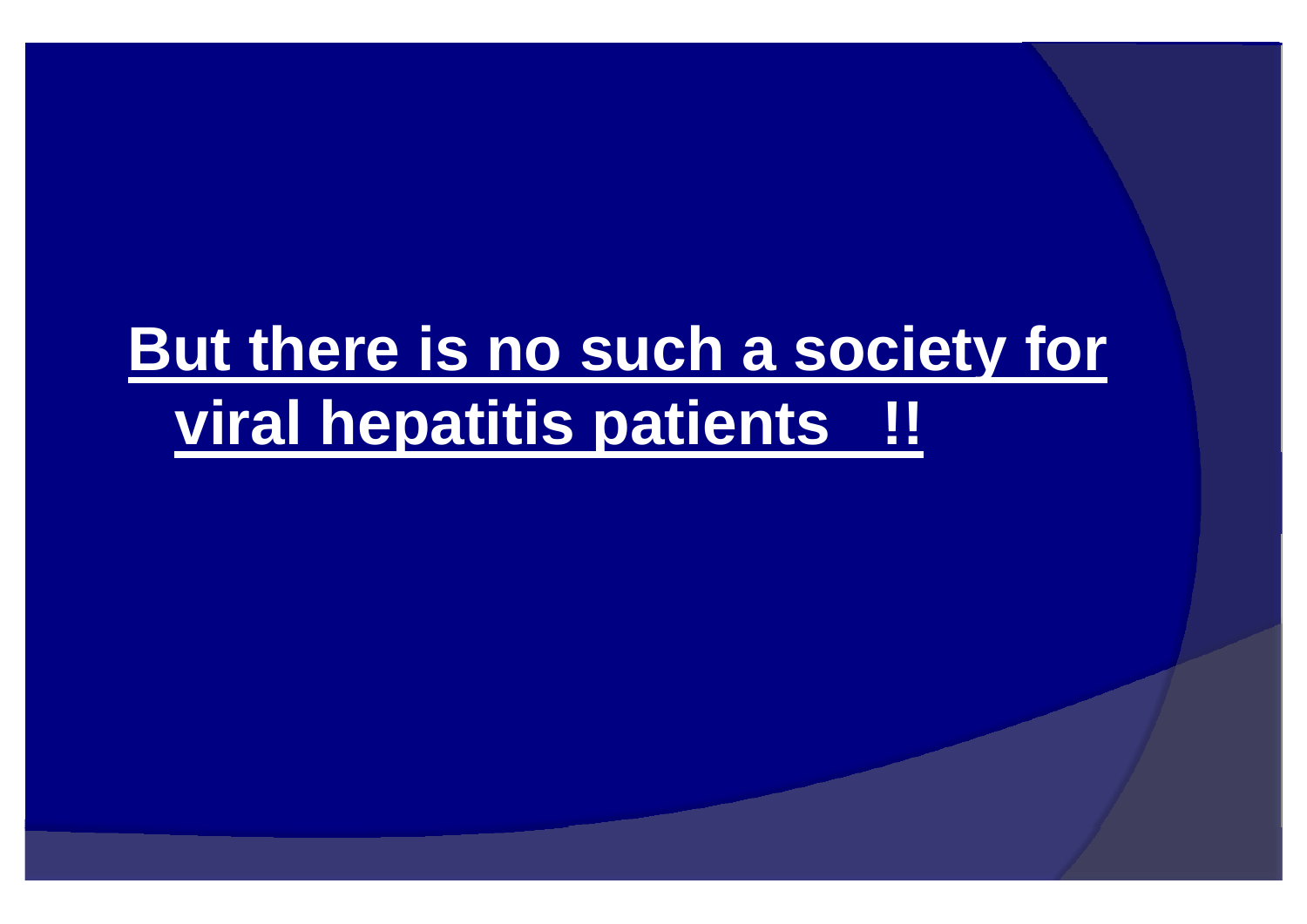**But there is no such a society for viral hepatitis patients !!**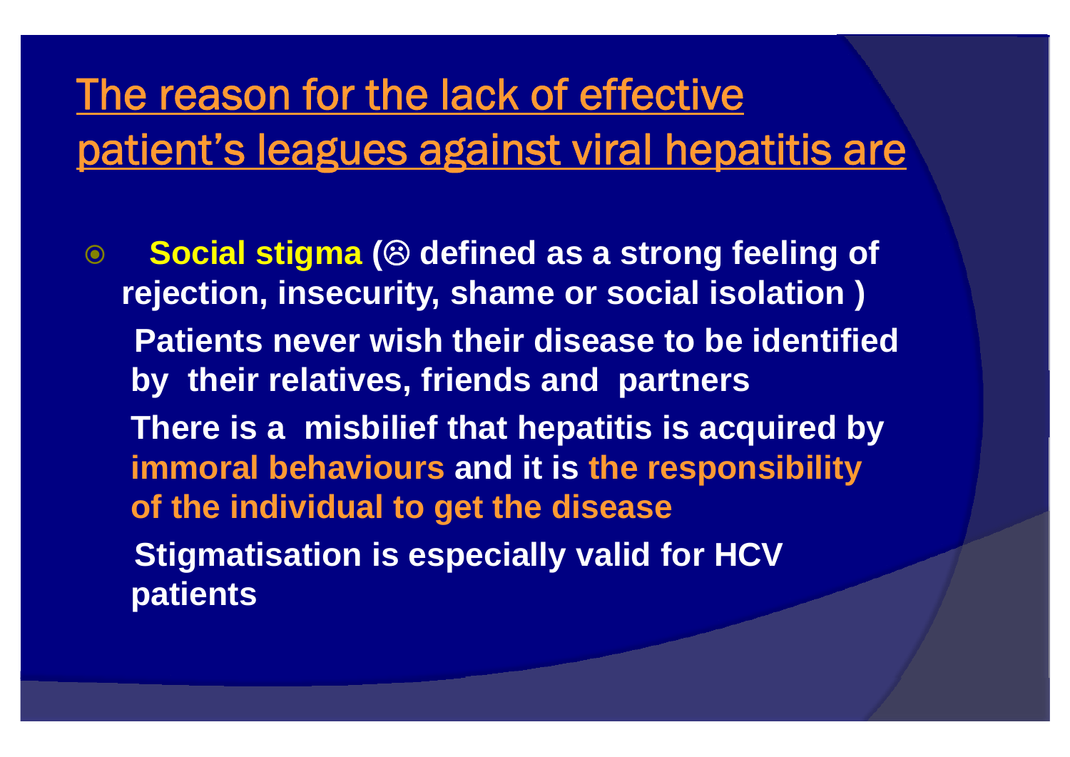# The reason for the lack of effective patient's leagues against viral hepatitis are

- **Social stigma (☹ defined as a strong feeling of rejection, insecurity, shame or social isolation )**

  **Patients never wish their disease to be identified by their relatives, friends and partners**

  **There is a misbilief that hepatitis is acquired by immoral behaviours and it is the responsibility of the individual to get the disease**

  **Stigmatisation is especially valid for HCV patients**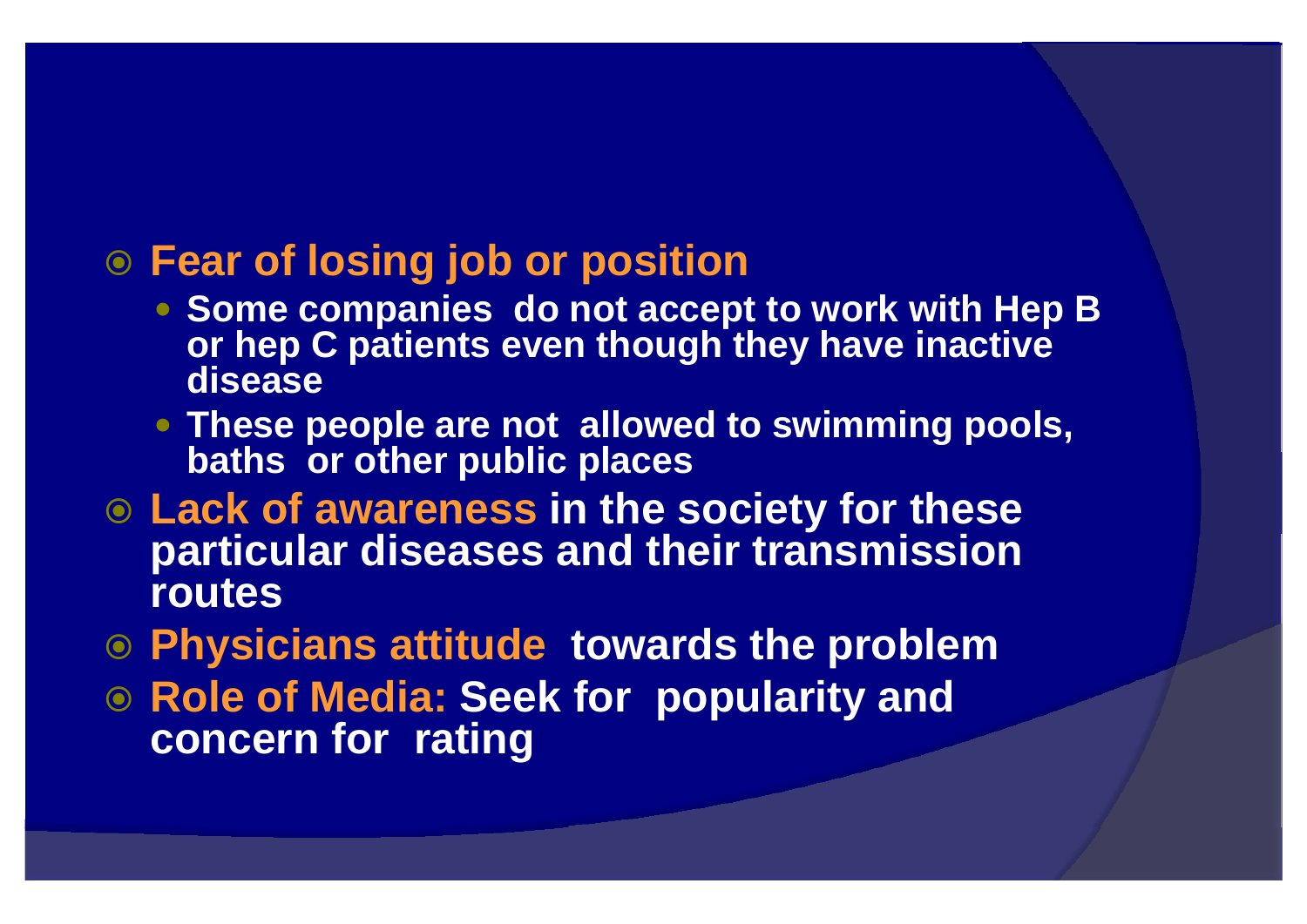- **Fear of losing job or position**
  - Some companies do not accept to work with Hep B or hep C patients even though they have inactive disease
  - These people are not allowed to swimming pools, baths or other public places
- **Lack of awareness** in the society for these particular diseases and their transmission routes
- **Physicians attitude** towards the problem
- **Role of Media:** Seek for popularity and concern for rating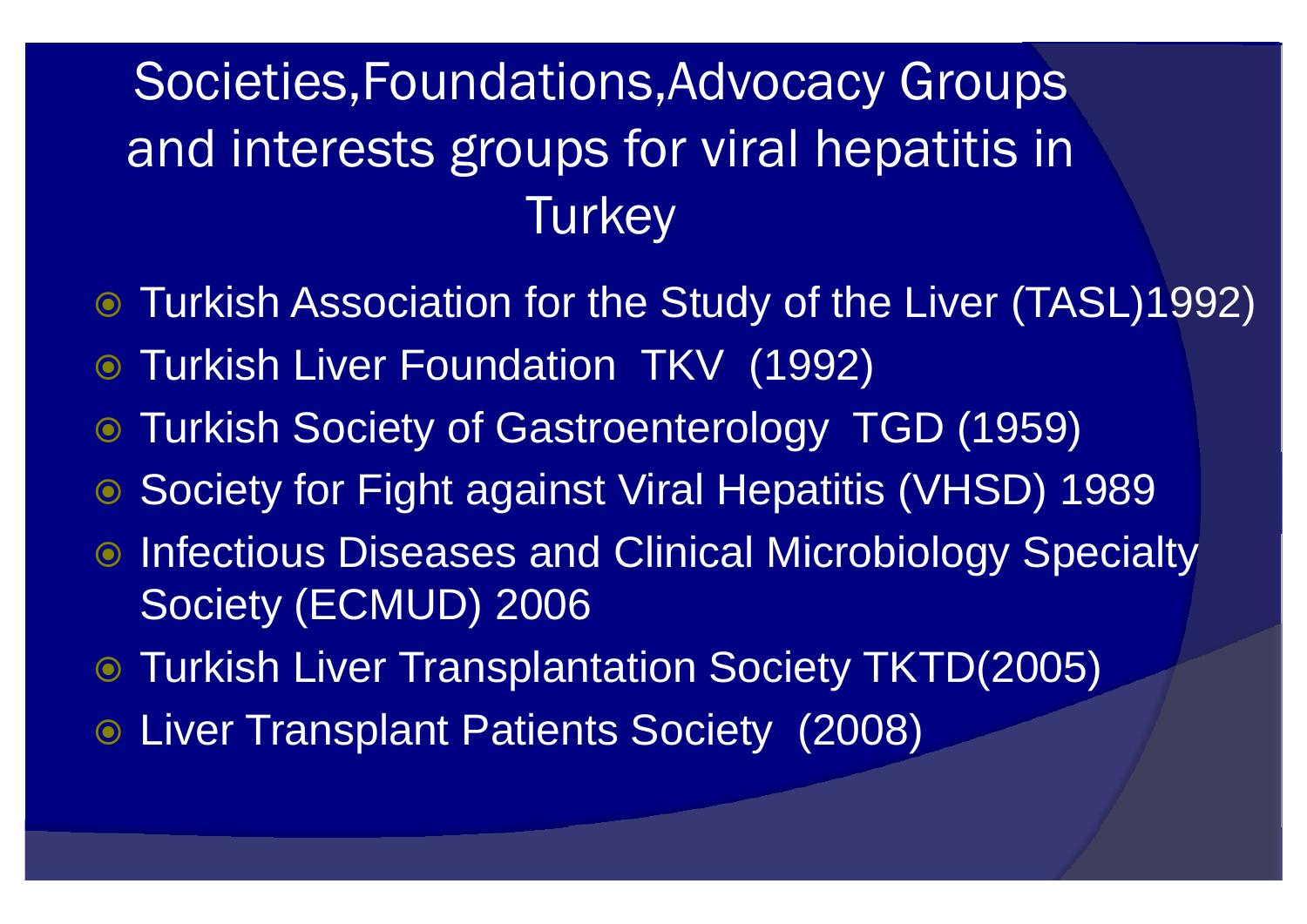# Societies,Foundations,Advocacy Groups and interests groups for viral hepatitis in Turkey

- Turkish Association for the Study of the Liver (TASL)1992)
- Turkish Liver Foundation TKV (1992)
- Turkish Society of Gastroenterology TGD (1959)
- Society for Fight against Viral Hepatitis (VHSD) 1989
- Infectious Diseases and Clinical Microbiology Specialty Society (ECMUD) 2006
- Turkish Liver Transplantation Society TKTD(2005)
- Liver Transplant Patients Society (2008)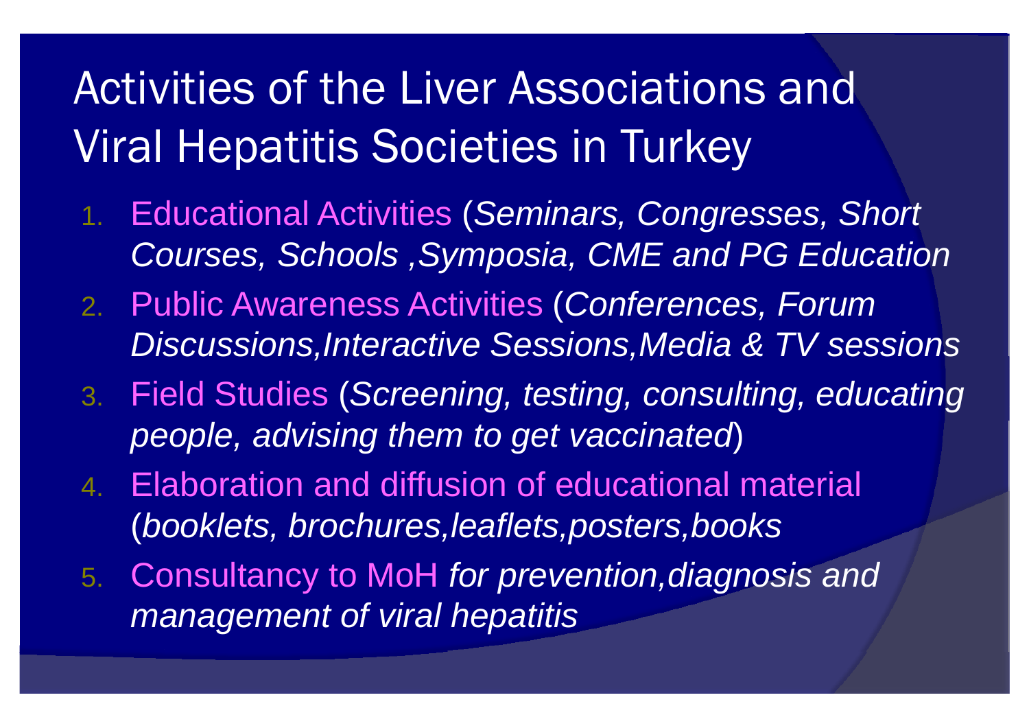# Activities of the Liver Associations and Viral Hepatitis Societies in Turkey

1. Educational Activities (*Seminars, Congresses, Short Courses, Schools ,Symposia, CME and PG Education*
2. Public Awareness Activities (*Conferences, Forum Discussions,Interactive Sessions,Media & TV sessions*
3. Field Studies (*Screening, testing, consulting, educating people, advising them to get vaccinated*)
4. Elaboration and diffusion of educational material (*booklets, brochures,leaflets,posters,books*
5. Consultancy to MoH *for prevention,diagnosis and management of viral hepatitis*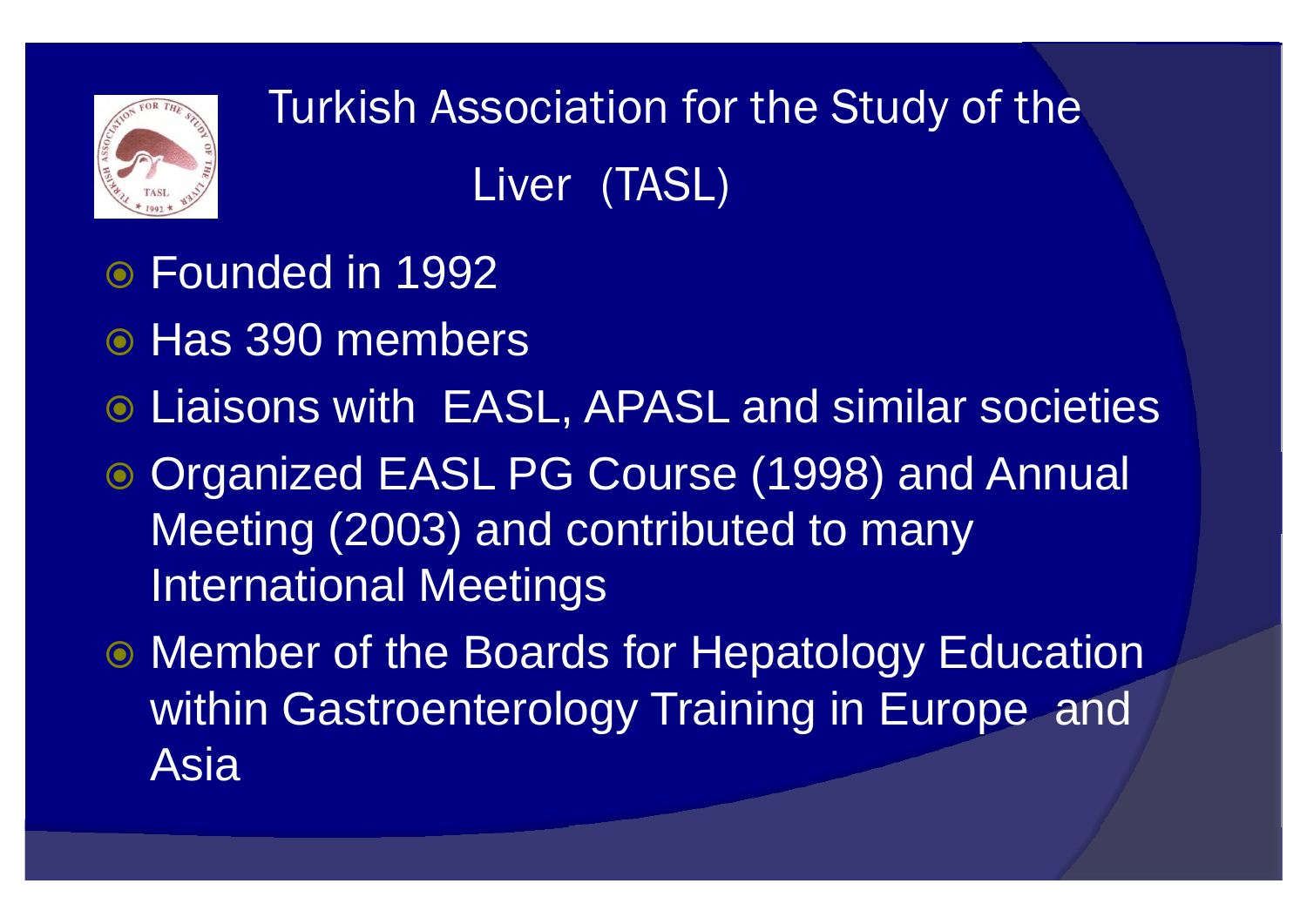# Turkish Association for the Study of the Liver (TASL)

- Founded in 1992
- Has 390 members
- Liaisons with EASL, APASL and similar societies
- Organized EASL PG Course (1998) and Annual Meeting (2003) and contributed to many International Meetings
- Member of the Boards for Hepatology Education within Gastroenterology Training in Europe and Asia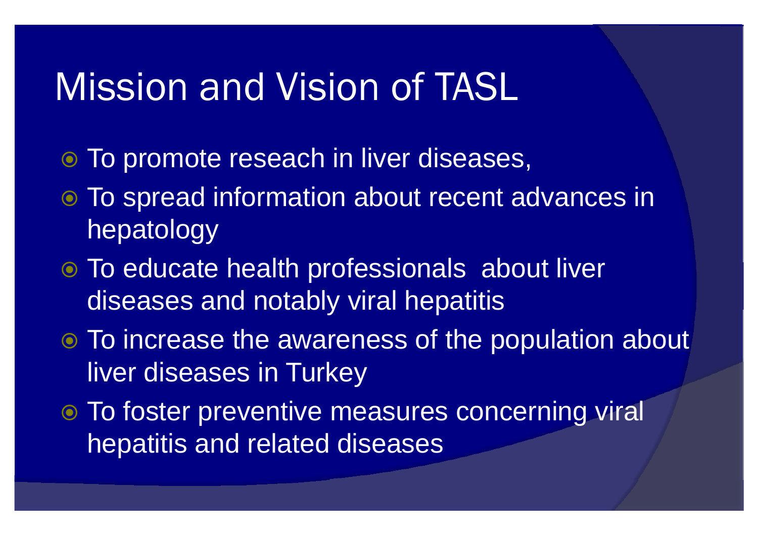# Mission and Vision of TASL

- To promote reseach in liver diseases,
- To spread information about recent advances in hepatology
- To educate health professionals  about liver diseases and notably viral hepatitis
- To increase the awareness of the population about liver diseases in Turkey
- To foster preventive measures concerning viral hepatitis and related diseases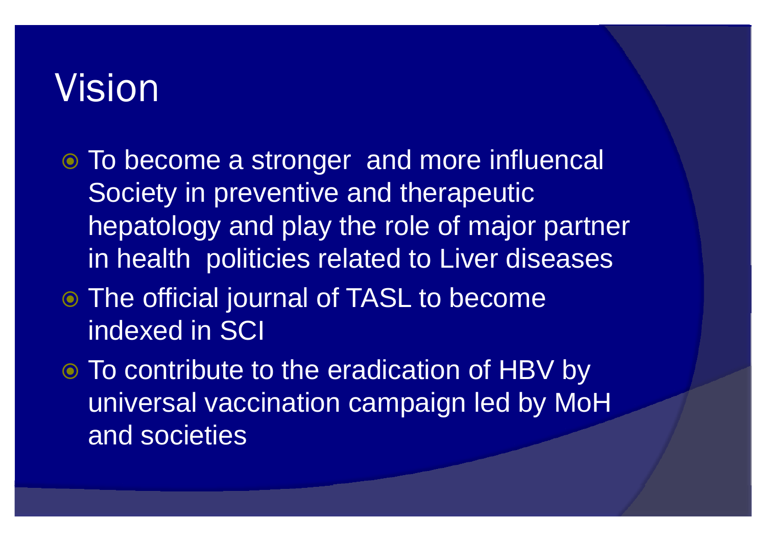# Vision

- To become a stronger  and more influencal Society in preventive and therapeutic hepatology and play the role of major partner in health  politicies related to Liver diseases
- The official journal of TASL to become indexed in SCI
- To contribute to the eradication of HBV by universal vaccination campaign led by MoH and societies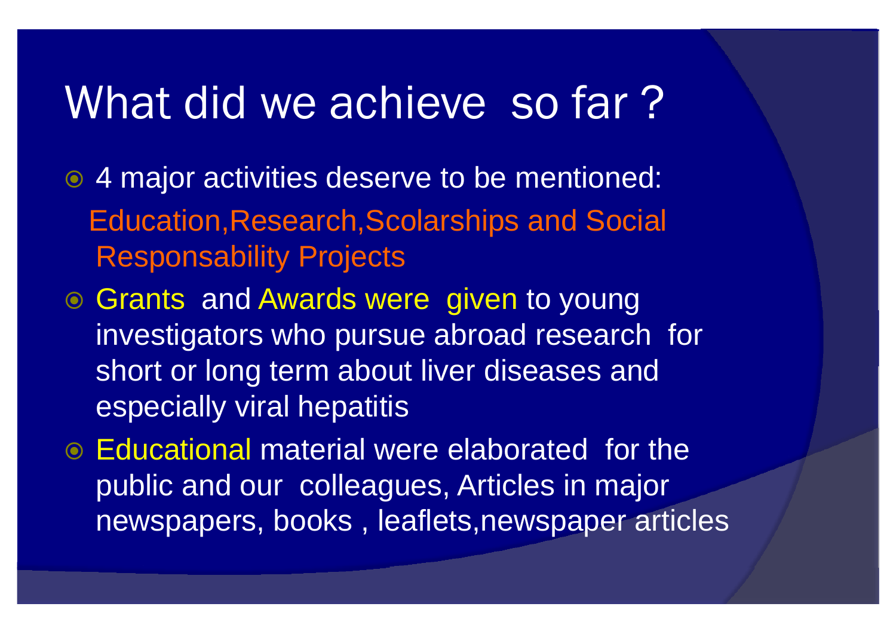# What did we achieve so far ?

- 4 major activities deserve to be mentioned:
  Education,Research,Scolarships and Social Responsability Projects
- Grants and Awards were given to young investigators who pursue abroad research for short or long term about liver diseases and especially viral hepatitis
- Educational material were elaborated for the public and our colleagues, Articles in major newspapers, books , leaflets,newspaper articles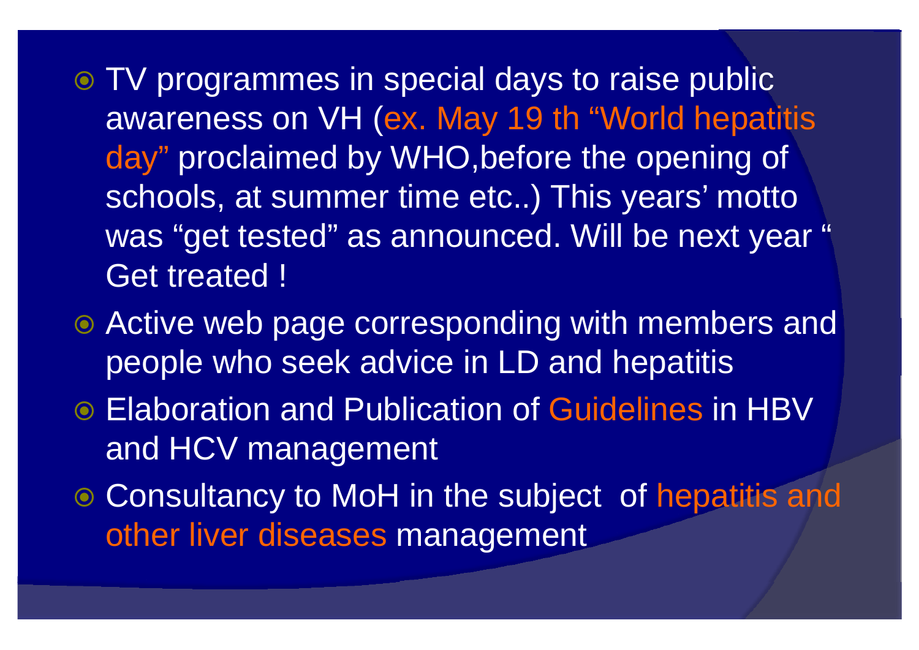- TV programmes in special days to raise public awareness on VH (ex. May 19 th “World hepatitis day” proclaimed by WHO,before the opening of schools, at summer time etc..) This years’ motto was “get tested” as announced. Will be next year “ Get treated !
- Active web page corresponding with members and people who seek advice in LD and hepatitis
- Elaboration and Publication of Guidelines in HBV and HCV management
- Consultancy to MoH in the subject of hepatitis and other liver diseases management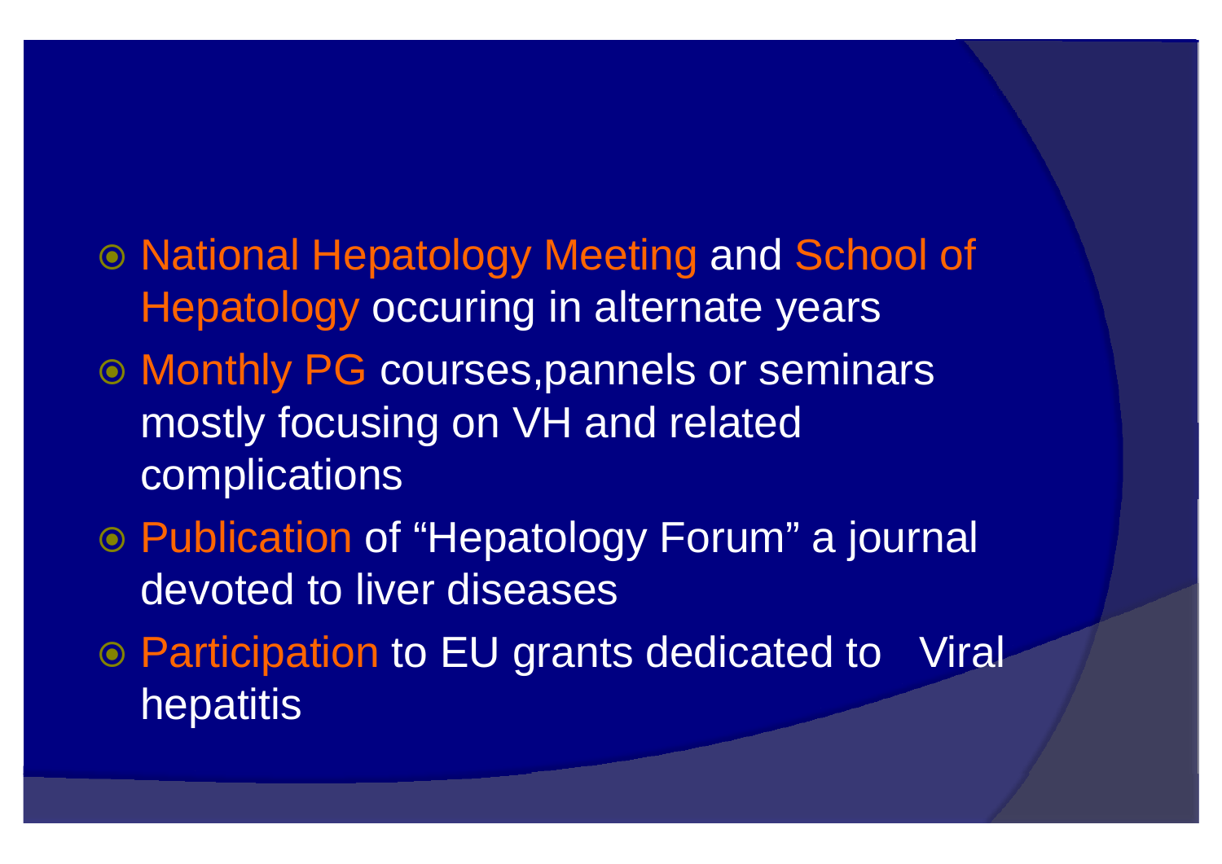- National Hepatology Meeting and School of Hepatology occuring in alternate years
- Monthly PG courses,pannels or seminars mostly focusing on VH and related complications
- Publication of “Hepatology Forum” a journal devoted to liver diseases
- Participation to EU grants dedicated to Viral hepatitis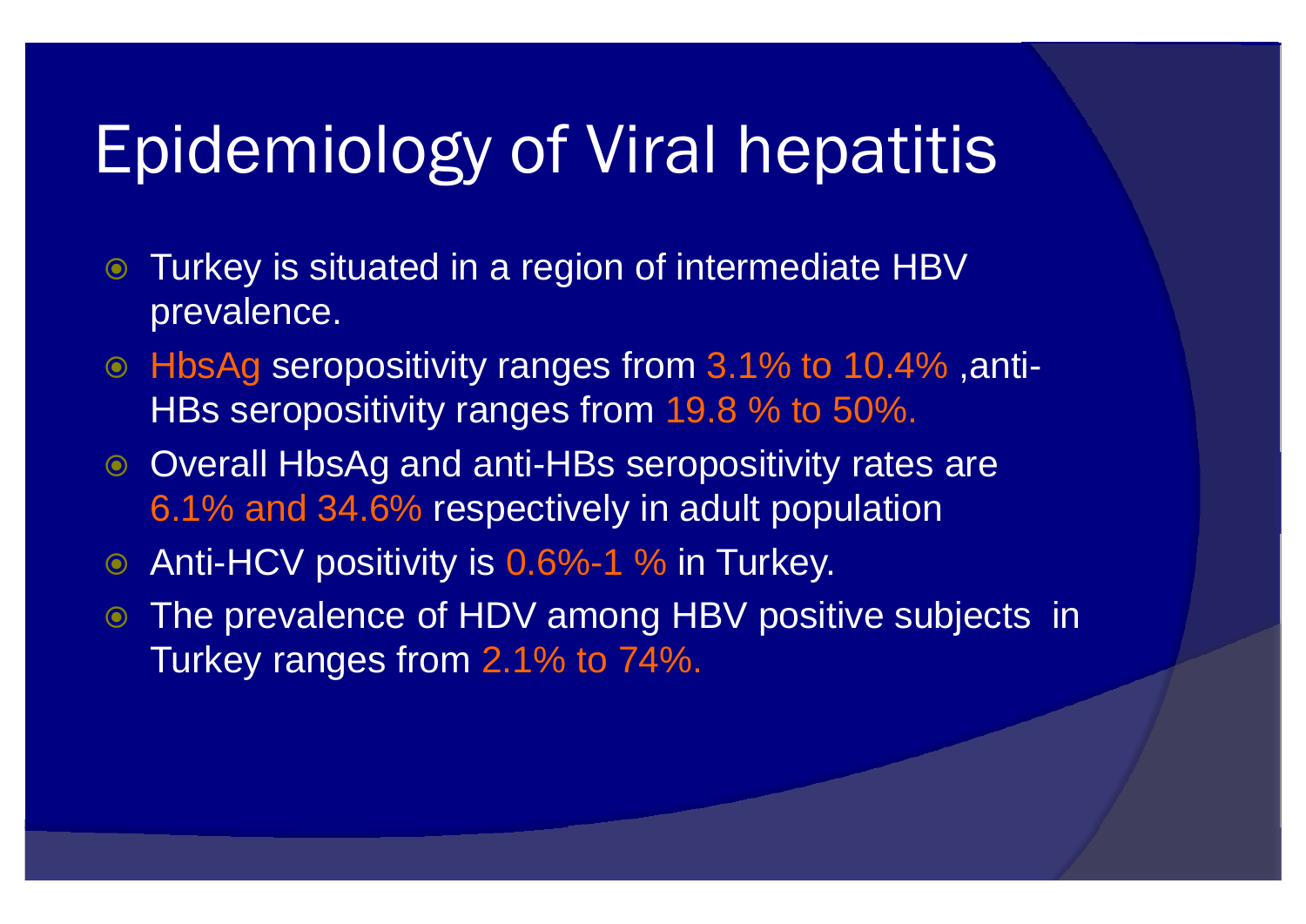# Epidemiology of Viral hepatitis

- Turkey is situated in a region of intermediate HBV prevalence.
- HbsAg seropositivity ranges from 3.1% to 10.4% ,anti-HBs seropositivity ranges from 19.8 % to 50%.
- Overall HbsAg and anti-HBs seropositivity rates are 6.1% and 34.6% respectively in adult population
- Anti-HCV positivity is 0.6%-1 % in Turkey.
- The prevalence of HDV among HBV positive subjects in Turkey ranges from 2.1% to 74%.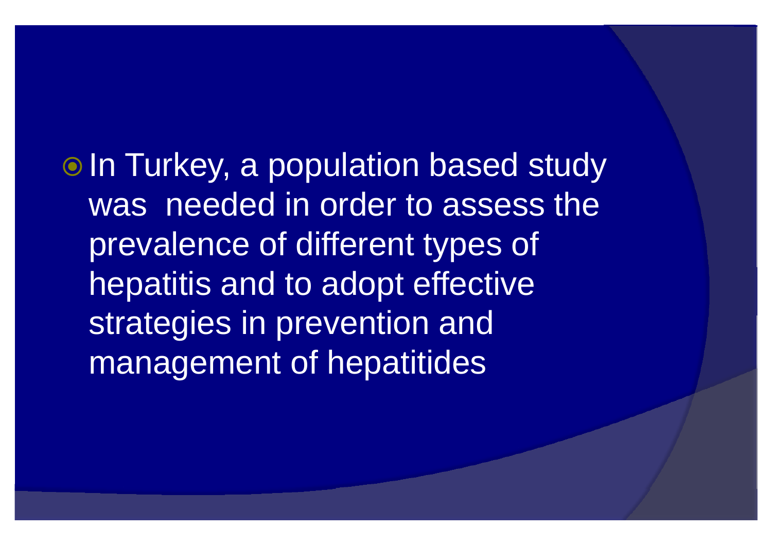- In Turkey, a population based study was needed in order to assess the prevalence of different types of hepatitis and to adopt effective strategies in prevention and management of hepatitides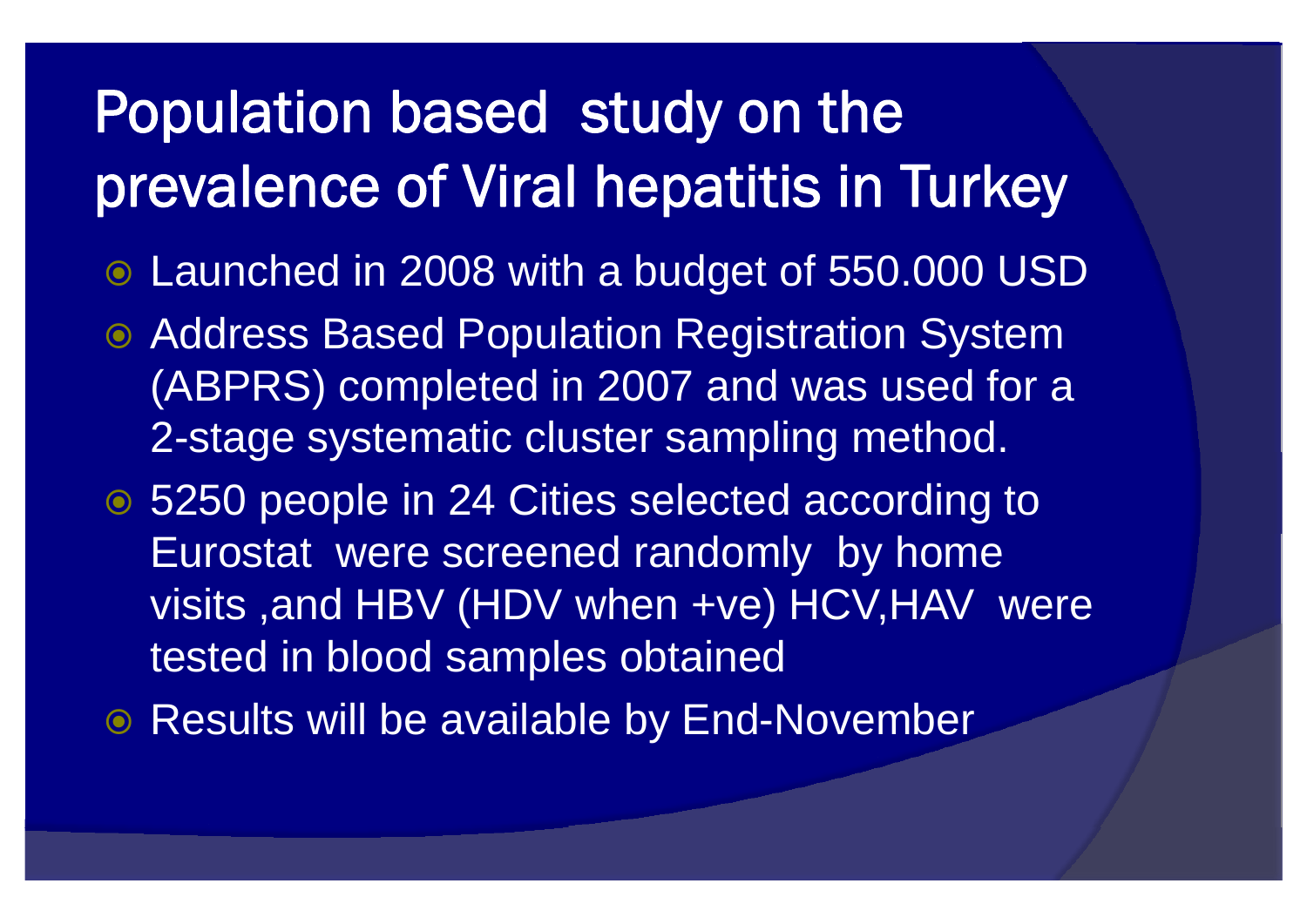# Population based study on the prevalence of Viral hepatitis in Turkey

- Launched in 2008 with a budget of 550.000 USD
- Address Based Population Registration System (ABPRS) completed in 2007 and was used for a 2-stage systematic cluster sampling method.
- 5250 people in 24 Cities selected according to Eurostat were screened randomly by home visits ,and HBV (HDV when +ve) HCV,HAV were tested in blood samples obtained
- Results will be available by End-November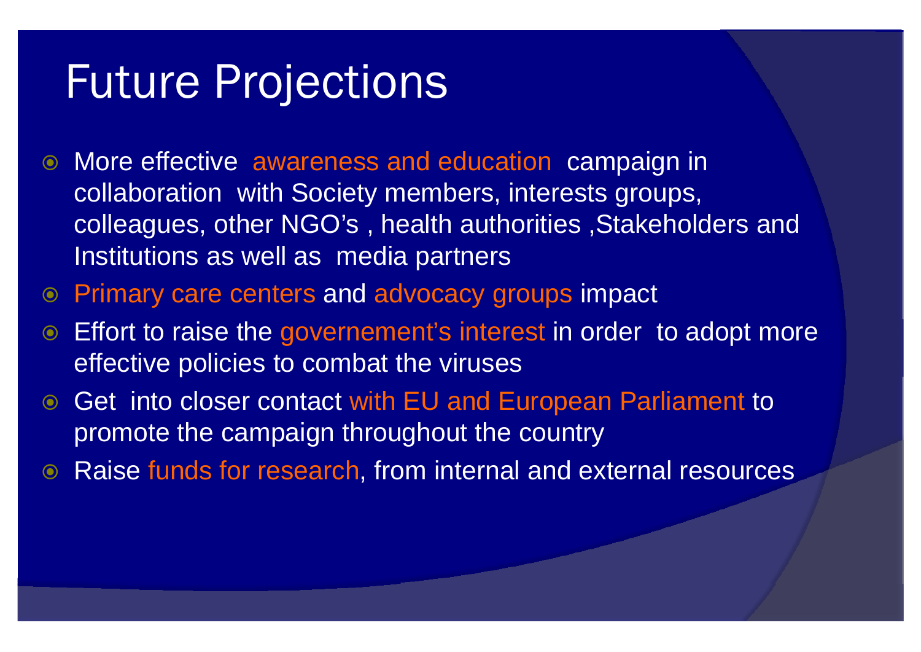# Future Projections

- More effective awareness and education campaign in collaboration with Society members, interests groups, colleagues, other NGO's , health authorities ,Stakeholders and Institutions as well as media partners
- Primary care centers and advocacy groups impact
- Effort to raise the governement's interest in order to adopt more effective policies to combat the viruses
- Get into closer contact with EU and European Parliament to promote the campaign throughout the country
- Raise funds for research, from internal and external resources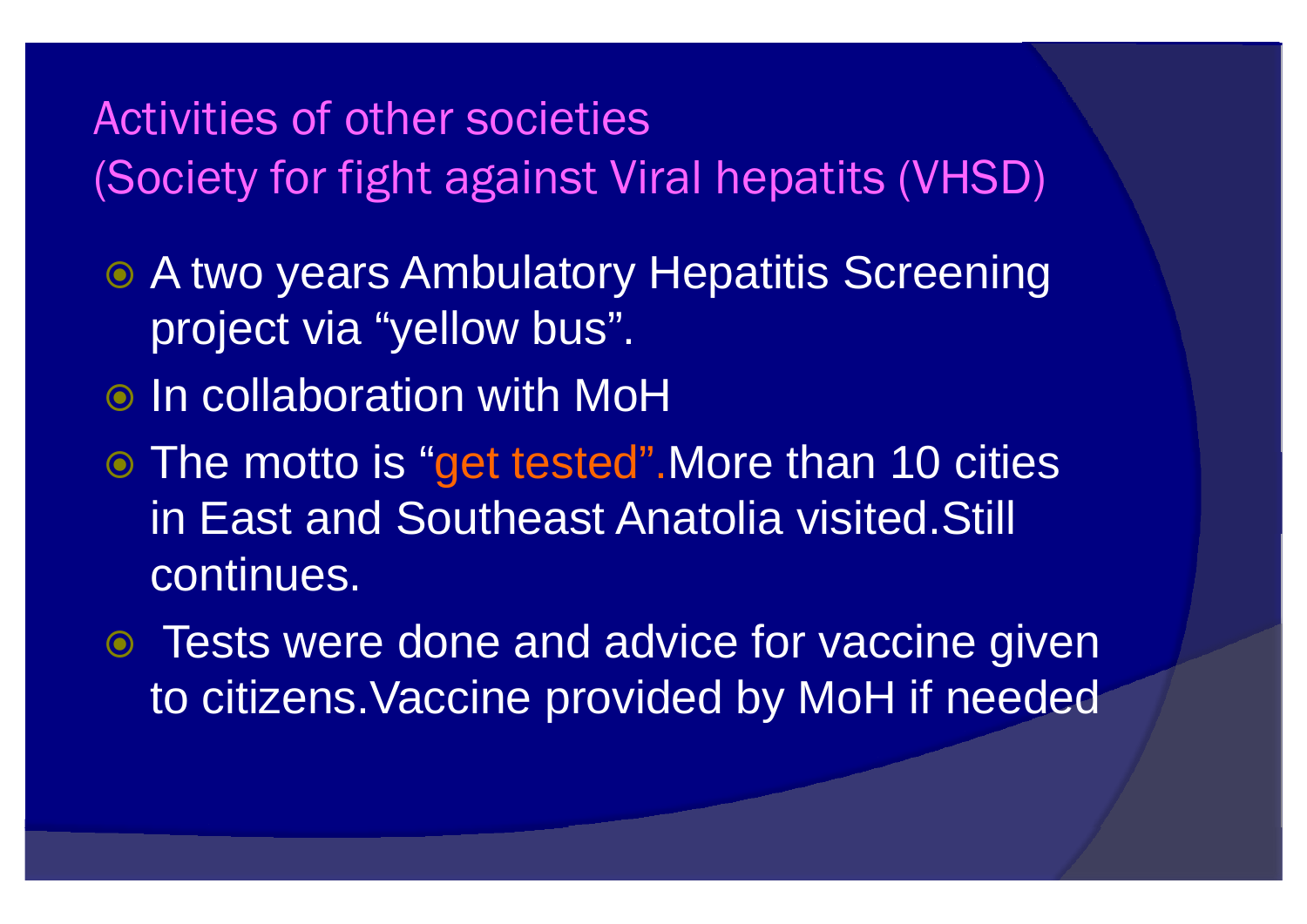# Activities of other societies
## (Society for fight against Viral hepatits (VHSD)

- A two years Ambulatory Hepatitis Screening project via “yellow bus”.
- In collaboration with MoH
- The motto is “get tested”.More than 10 cities in East and Southeast Anatolia visited.Still continues.
- Tests were done and advice for vaccine given to citizens.Vaccine provided by MoH if needed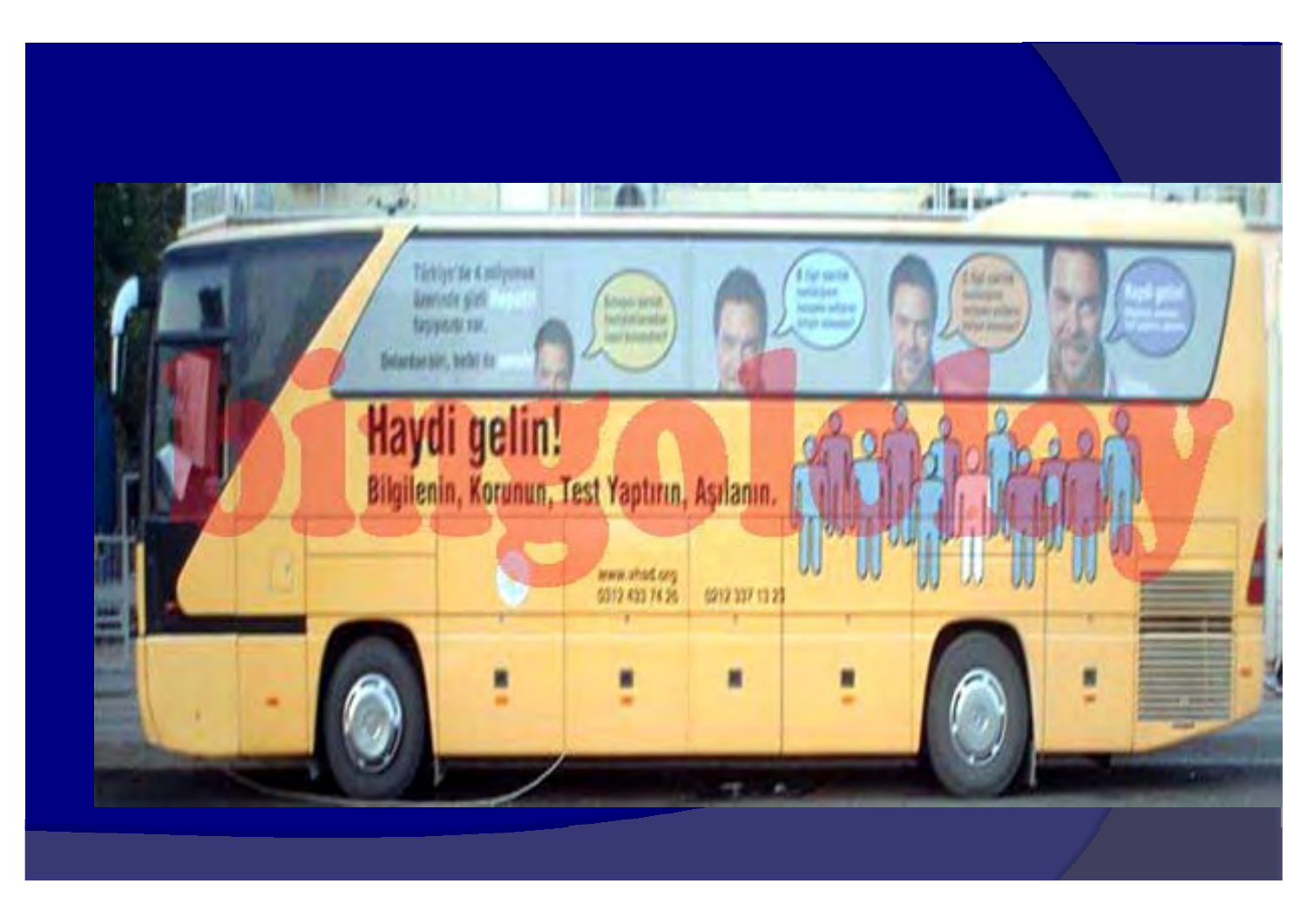Haydi gelin!

Bilgilenin, Korunun, Test Yaptırın, Aşılanın.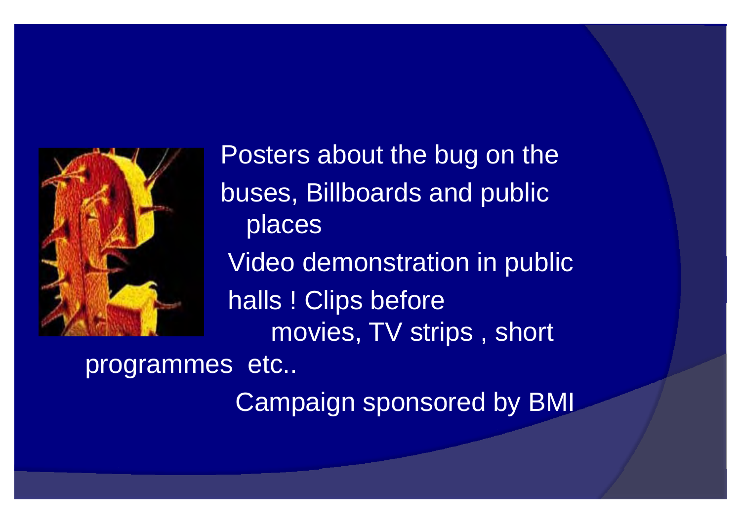Posters about the bug on the buses, Billboards and public places

Video demonstration in public halls ! Clips before movies, TV strips , short programmes etc..

Campaign sponsored by BMI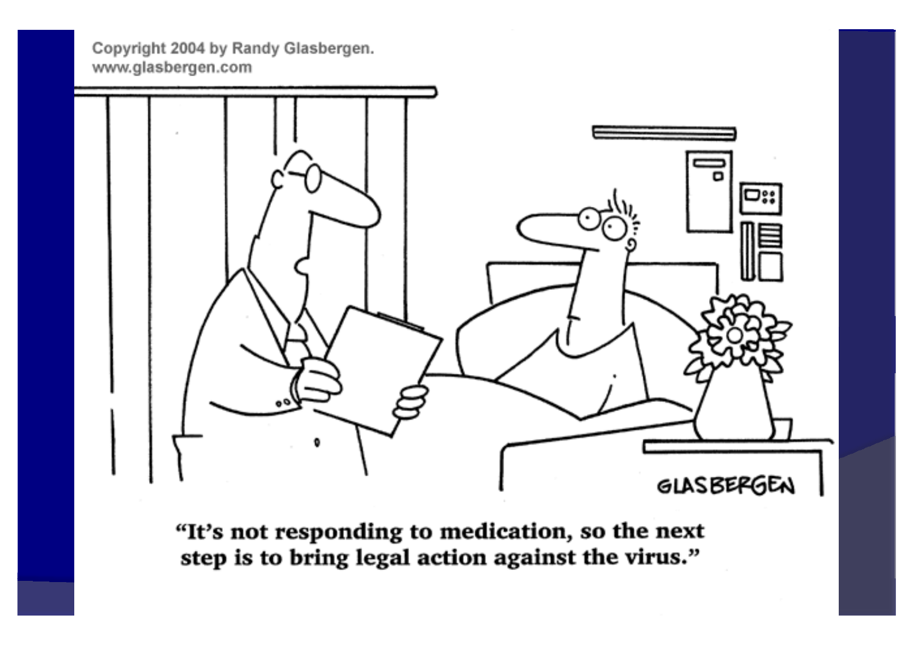Copyright 2004 by Randy Glasbergen.
www.glasbergen.com

"It's not responding to medication, so the next step is to bring legal action against the virus."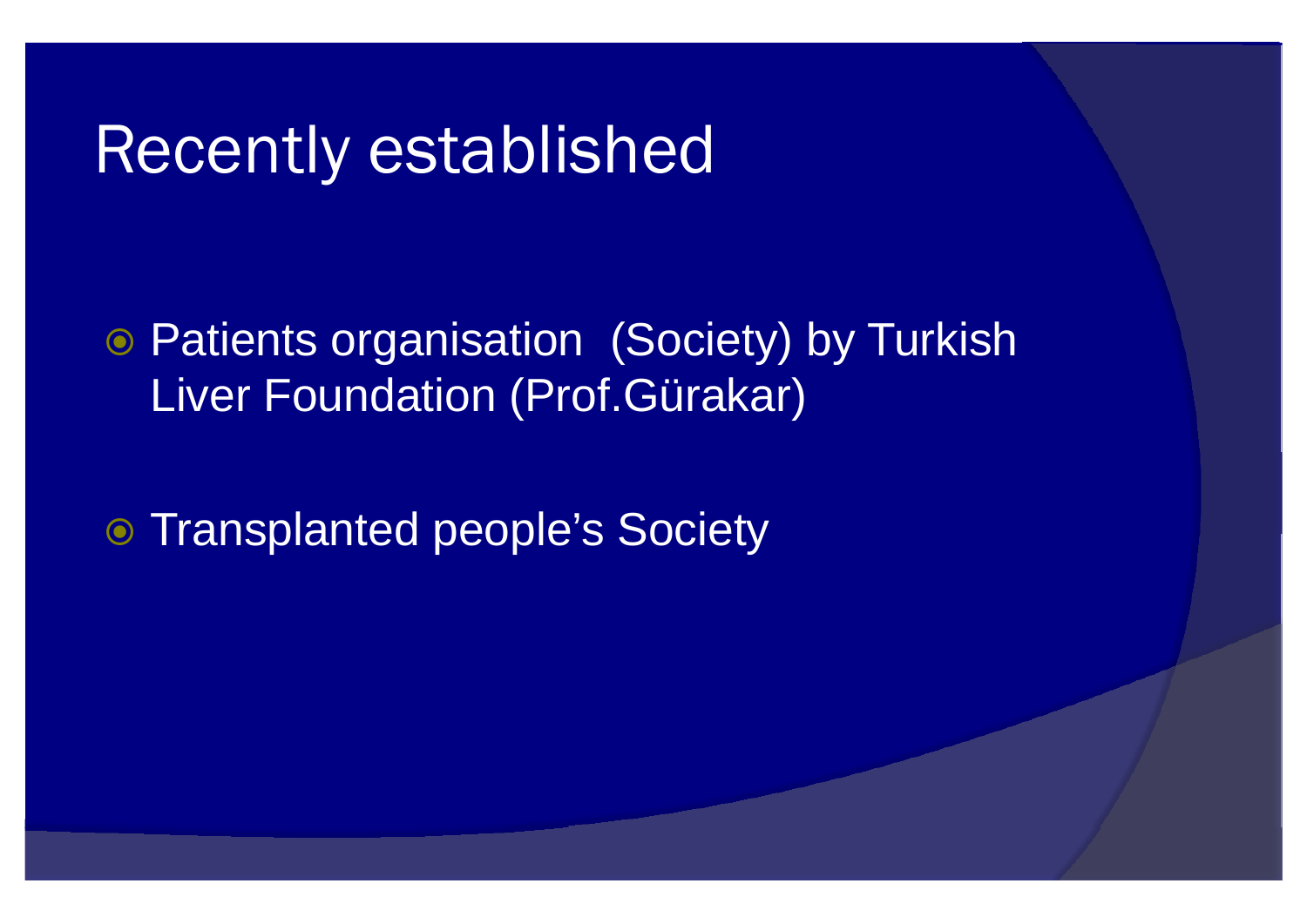# Recently established

- Patients organisation  (Society) by Turkish Liver Foundation (Prof.Gürakar)
- Transplanted people's Society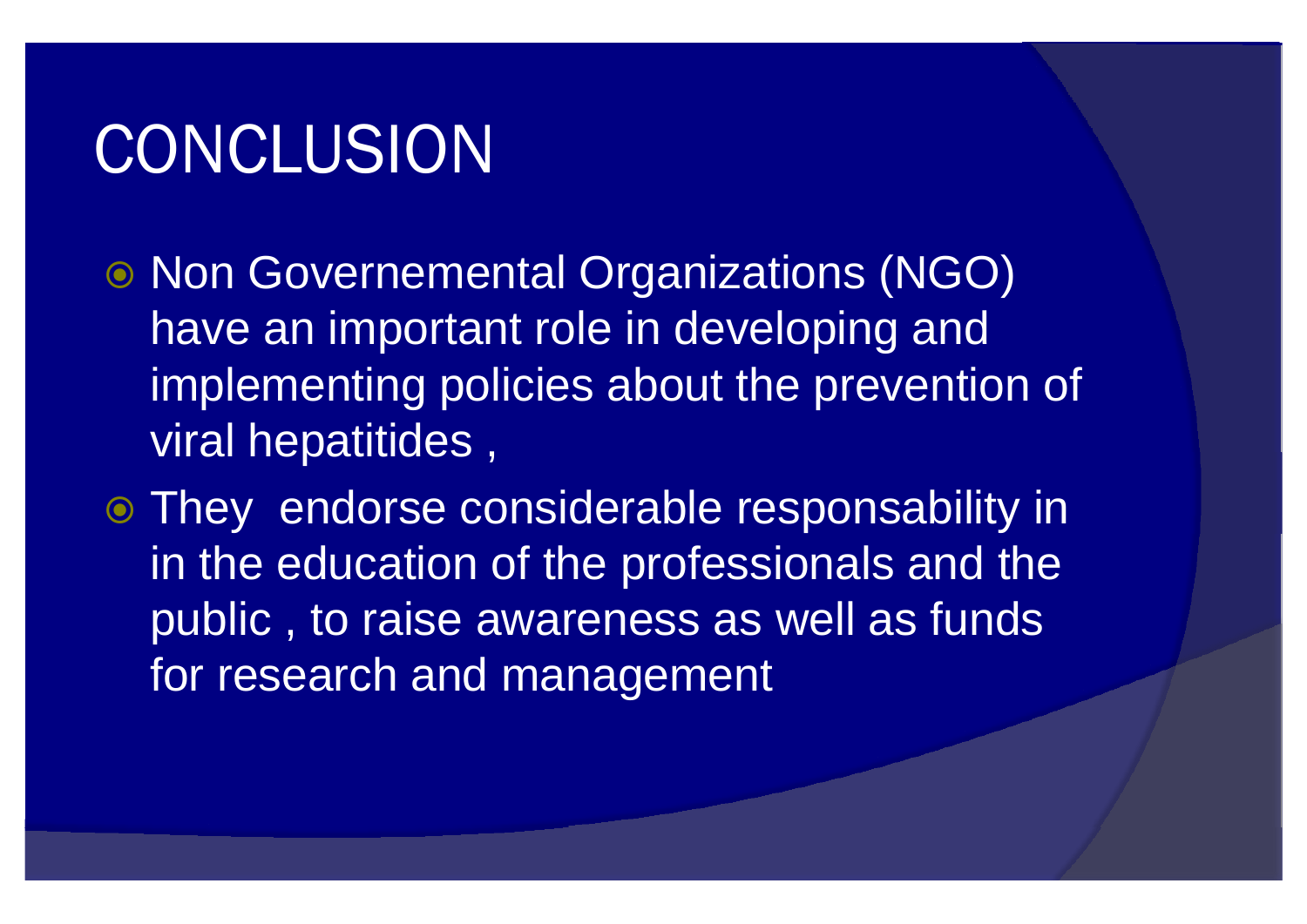# CONCLUSION

- Non Governemental Organizations (NGO) have an important role in developing and implementing policies about the prevention of viral hepatitides ,
- They endorse considerable responsability in in the education of the professionals and the public , to raise awareness as well as funds for research and management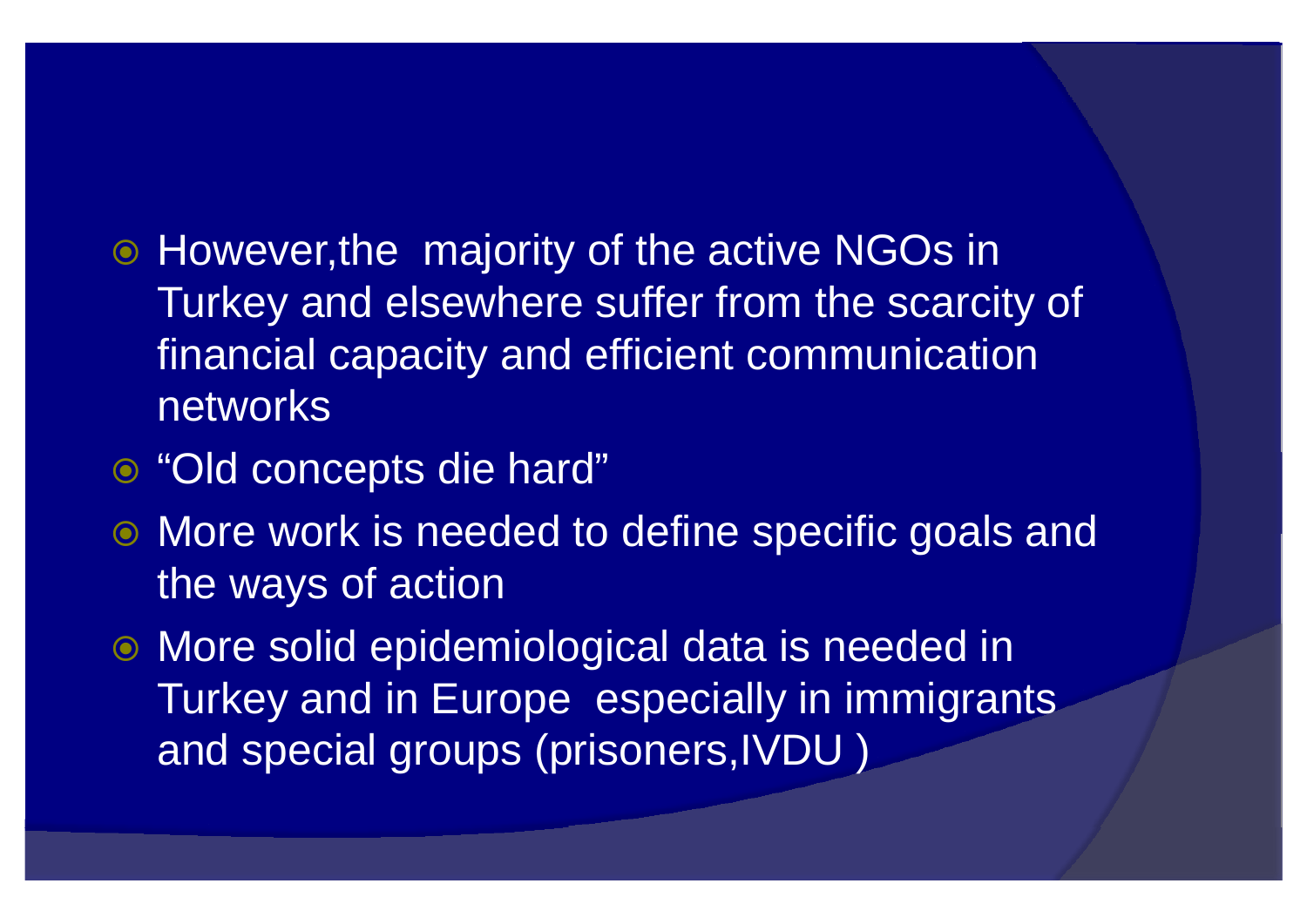- However,the majority of the active NGOs in Turkey and elsewhere suffer from the scarcity of financial capacity and efficient communication networks
- “Old concepts die hard”
- More work is needed to define specific goals and the ways of action
- More solid epidemiological data is needed in Turkey and in Europe especially in immigrants and special groups (prisoners,IVDU )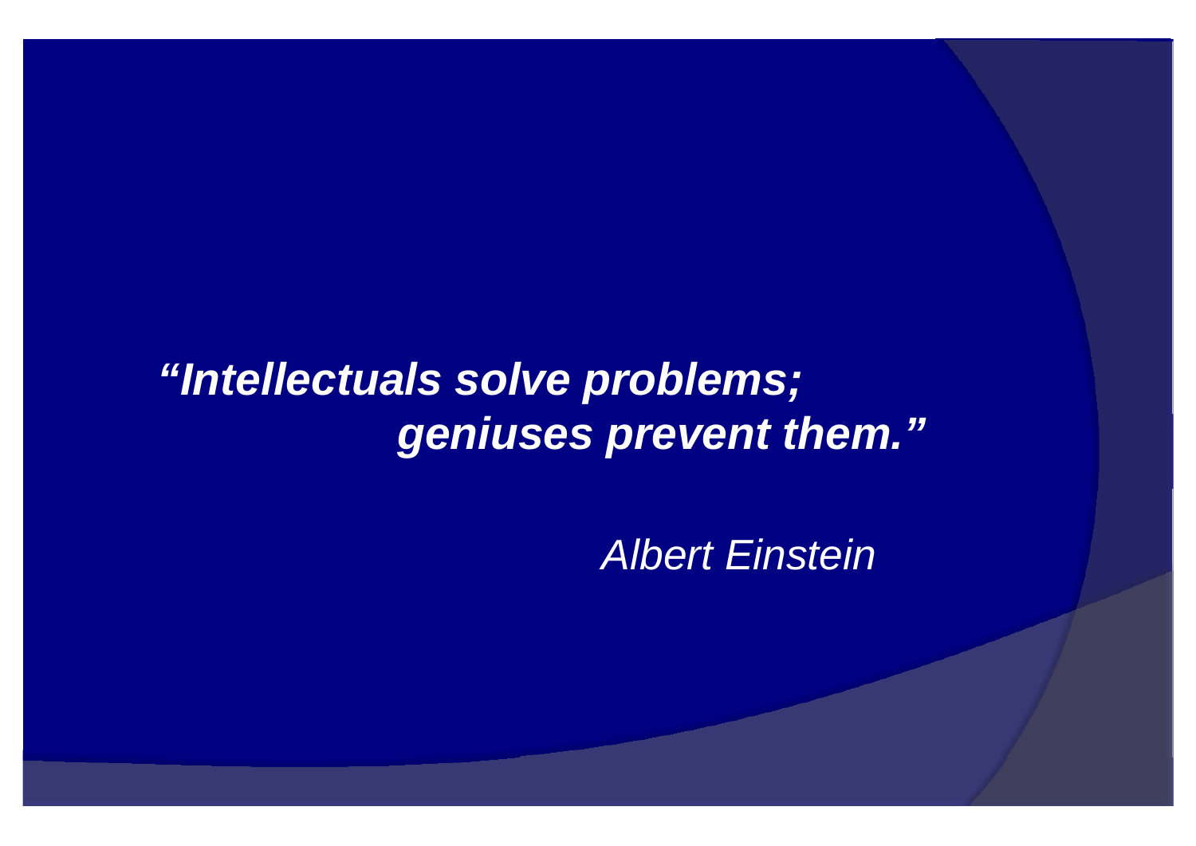***"Intellectuals solve problems;***
***geniuses prevent them."***

*Albert Einstein*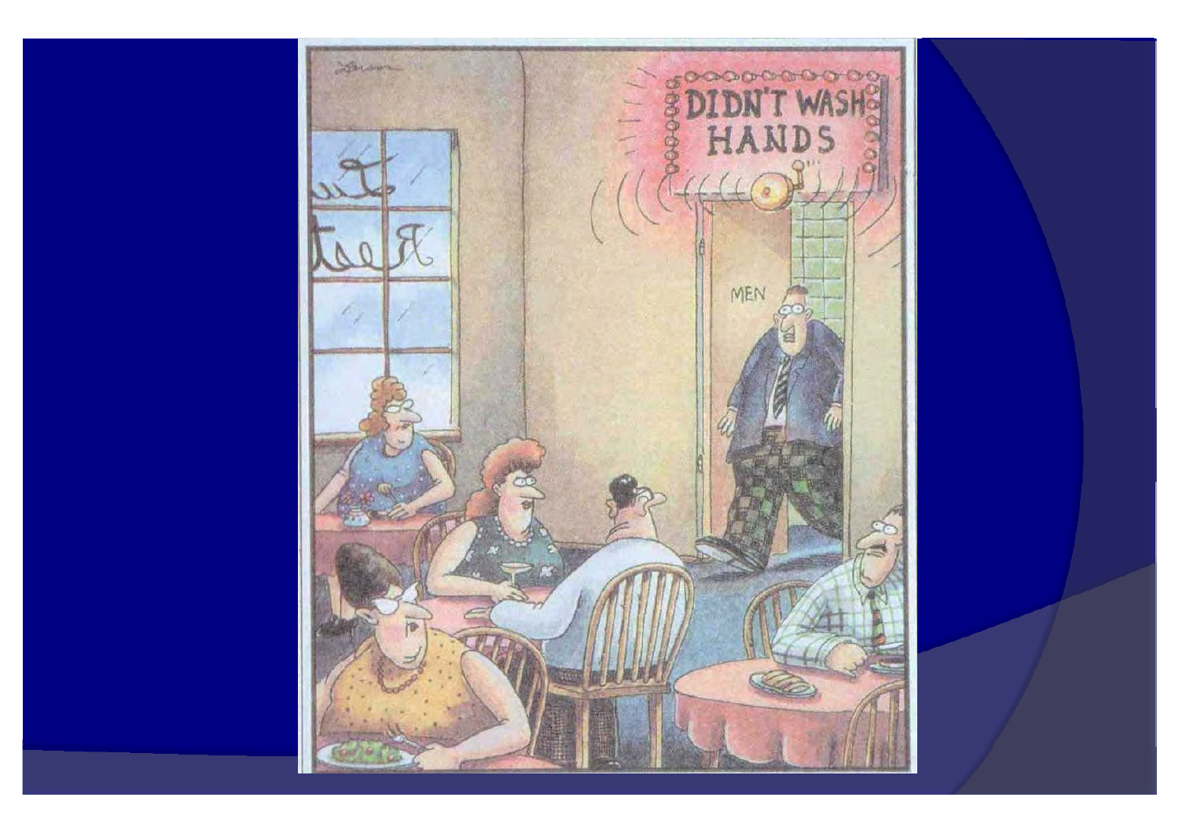DIDN'T WASH HANDS

MEN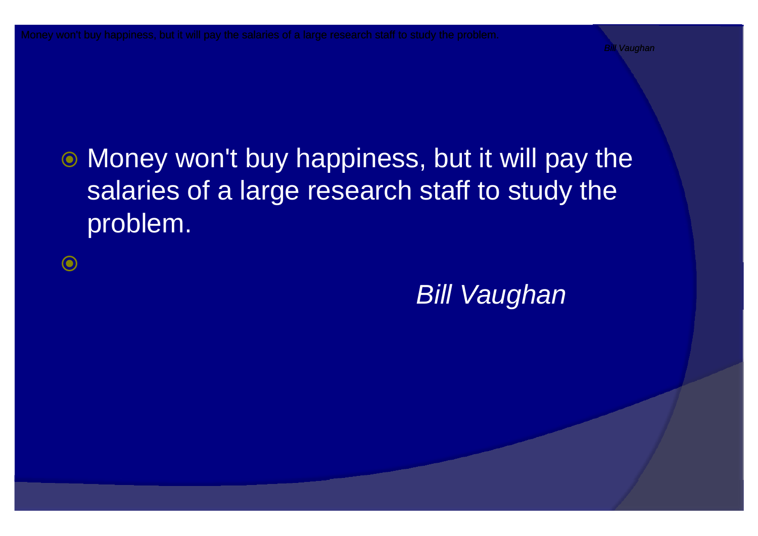- Money won't buy happiness, but it will pay the salaries of a large research staff to study the problem.
- *Bill Vaughan*